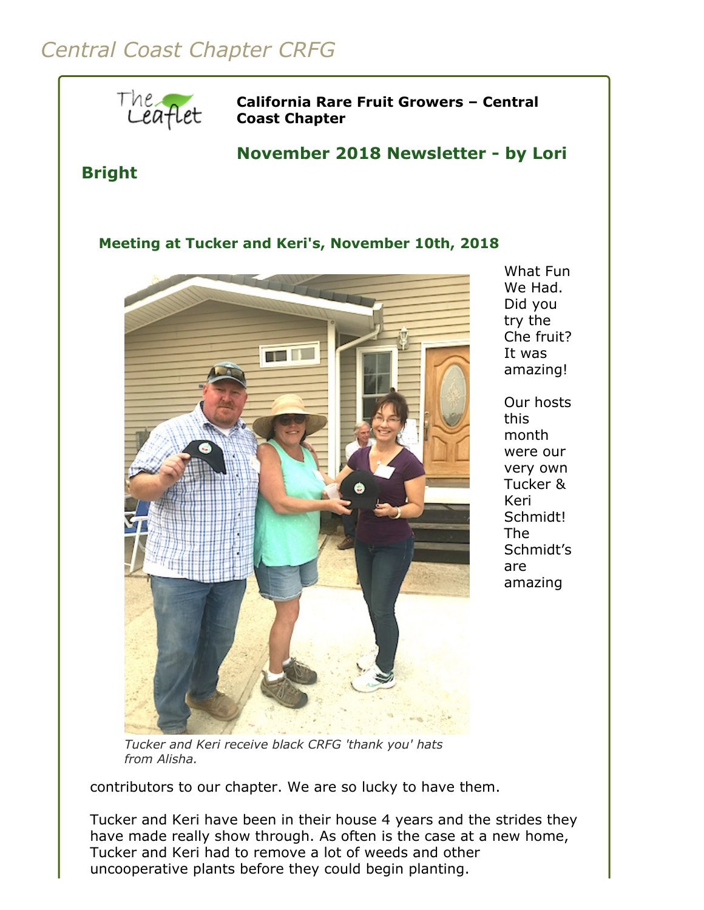# Central Coast Chapter CRFG

**California Rare Fruit Growers – Central Coast Chapter**

## November 2018 Newsletter - by Lori Bright

### Meeting at Tucker and Keri's, November 10th, 2018

*Tucker and Keri receive black CRFG 'thank you' hats from Alisha.*

What Fun We Had. Did you try the Che fruit? It was amazing!

Our hosts this month were our very own Tucker & Keri Schmidt! The Schmidt's are amazing contributors to our chapter. We are so lucky to have them.

Tucker and Keri have been in their house 4 years and the strides they have made really show through. As often is the case at a new home, Tucker and Keri had to remove a lot of weeds and other uncooperative plants before they could begin planting.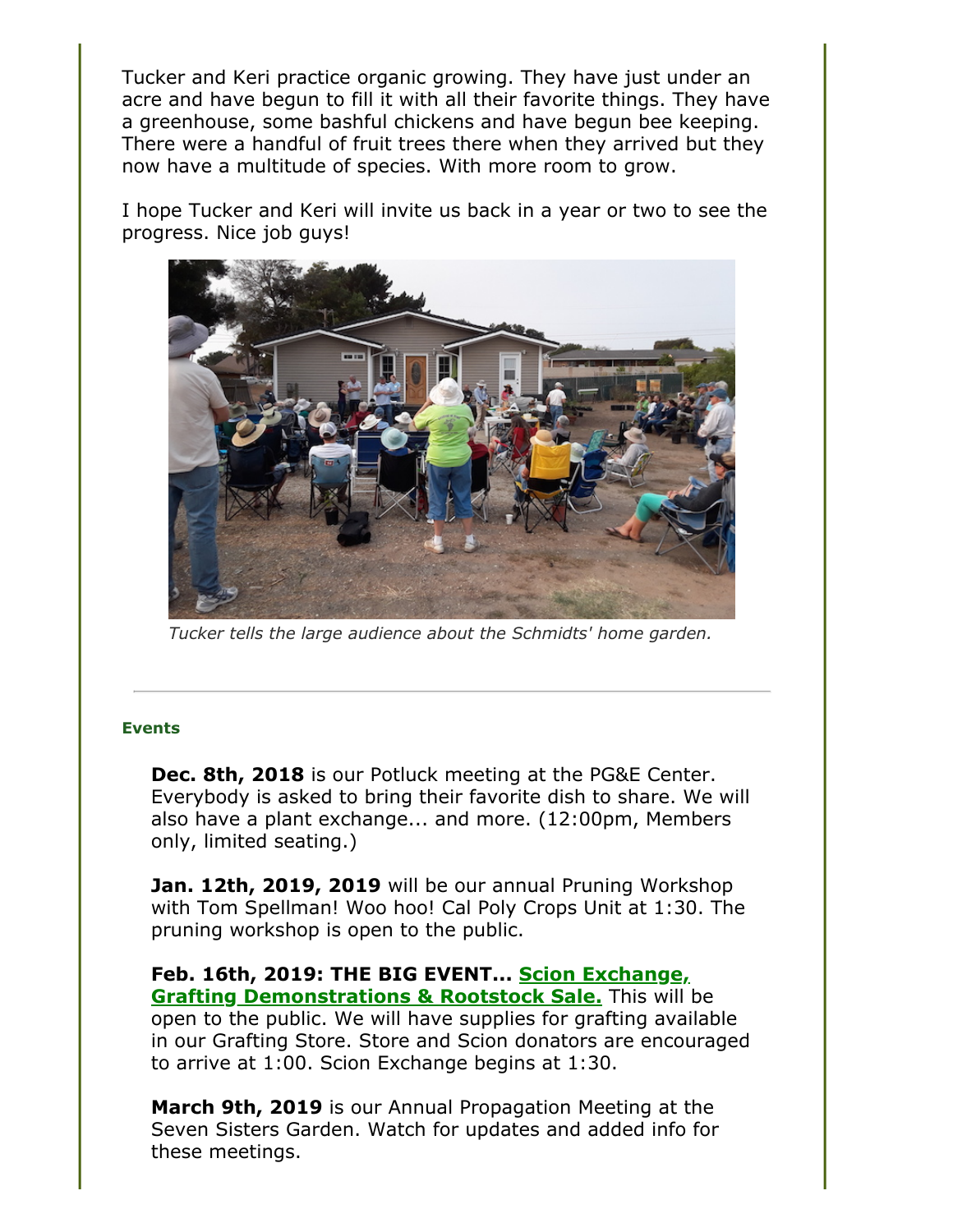Tucker and Keri practice organic growing. They have just under an acre and have begun to fill it with all their favorite things. They have a greenhouse, some bashful chickens and have begun bee keeping. There were a handful of fruit trees there when they arrived but they now have a multitude of species. With more room to grow.

I hope Tucker and Keri will invite us back in a year or two to see the progress. Nice job guys!

*Tucker tells the large audience about the Schmidts' home garden.*

---

#### Events

**Dec. 8th, 2018** is our Potluck meeting at the PG&E Center. Everybody is asked to bring their favorite dish to share. We will also have a plant exchange... and more. (12:00pm, Members only, limited seating.)

**Jan. 12th, 2019, 2019** will be our annual Pruning Workshop with Tom Spellman! Woo hoo! Cal Poly Crops Unit at 1:30. The pruning workshop is open to the public.

**Feb. 16th, 2019: THE BIG EVENT... Scion Exchange, Grafting Demonstrations & Rootstock Sale.** This will be open to the public. We will have supplies for grafting available in our Grafting Store. Store and Scion donators are encouraged to arrive at 1:00. Scion Exchange begins at 1:30.

**March 9th, 2019** is our Annual Propagation Meeting at the Seven Sisters Garden. Watch for updates and added info for these meetings.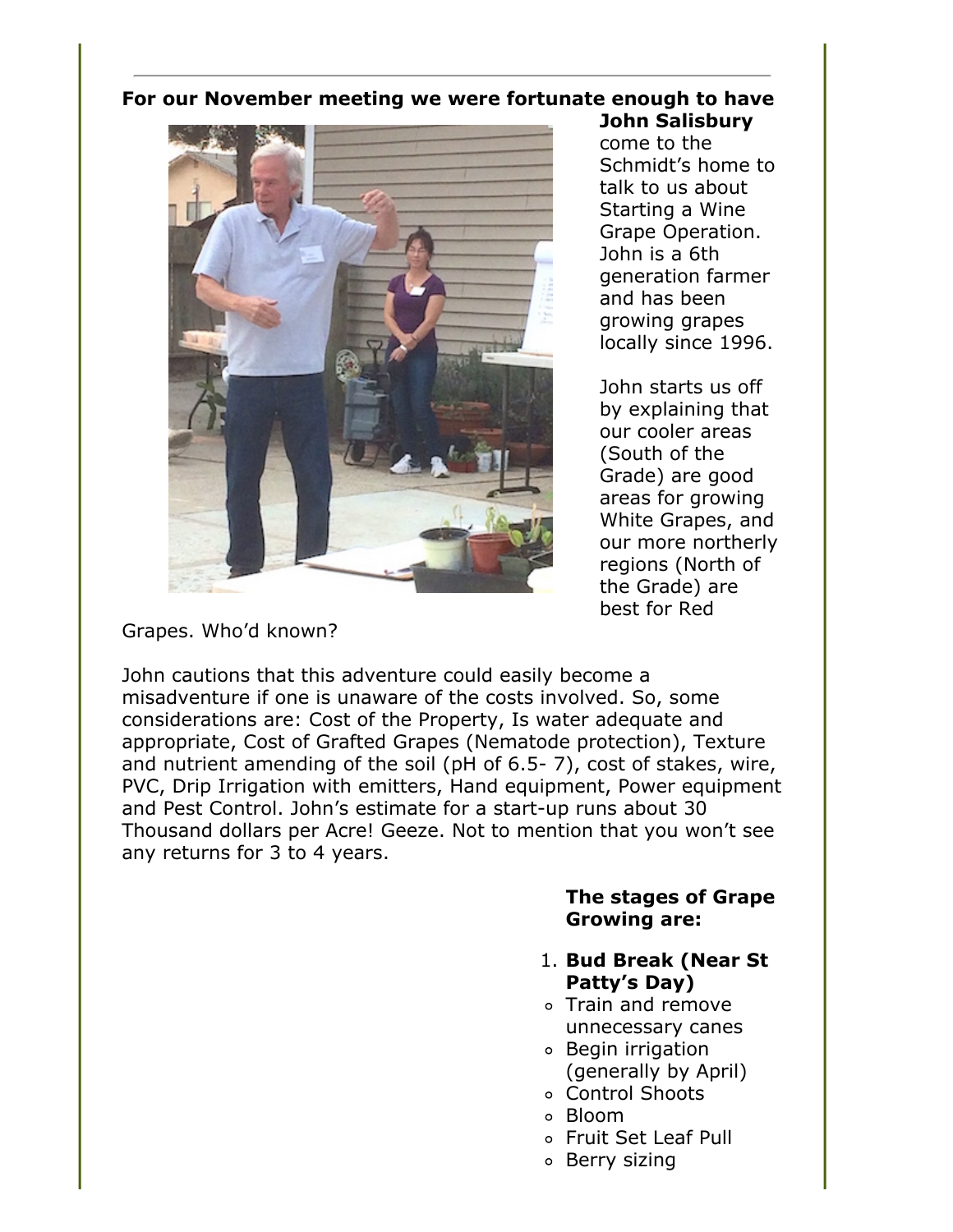**For our November meeting we were fortunate enough to have John Salisbury** come to the Schmidt's home to talk to us about Starting a Wine Grape Operation. John is a 6th generation farmer and has been growing grapes locally since 1996.

John starts us off by explaining that our cooler areas (South of the Grade) are good areas for growing White Grapes, and our more northerly regions (North of the Grade) are best for Red Grapes. Who'd known?

John cautions that this adventure could easily become a misadventure if one is unaware of the costs involved. So, some considerations are: Cost of the Property, Is water adequate and appropriate, Cost of Grafted Grapes (Nematode protection), Texture and nutrient amending of the soil (pH of 6.5- 7), cost of stakes, wire, PVC, Drip Irrigation with emitters, Hand equipment, Power equipment and Pest Control. John's estimate for a start-up runs about 30 Thousand dollars per Acre! Geeze. Not to mention that you won't see any returns for 3 to 4 years.

**The stages of Grape Growing are:**

1. **Bud Break (Near St Patty's Day)**
   - Train and remove unnecessary canes
   - Begin irrigation (generally by April)
   - Control Shoots
   - Bloom
   - Fruit Set Leaf Pull
   - Berry sizing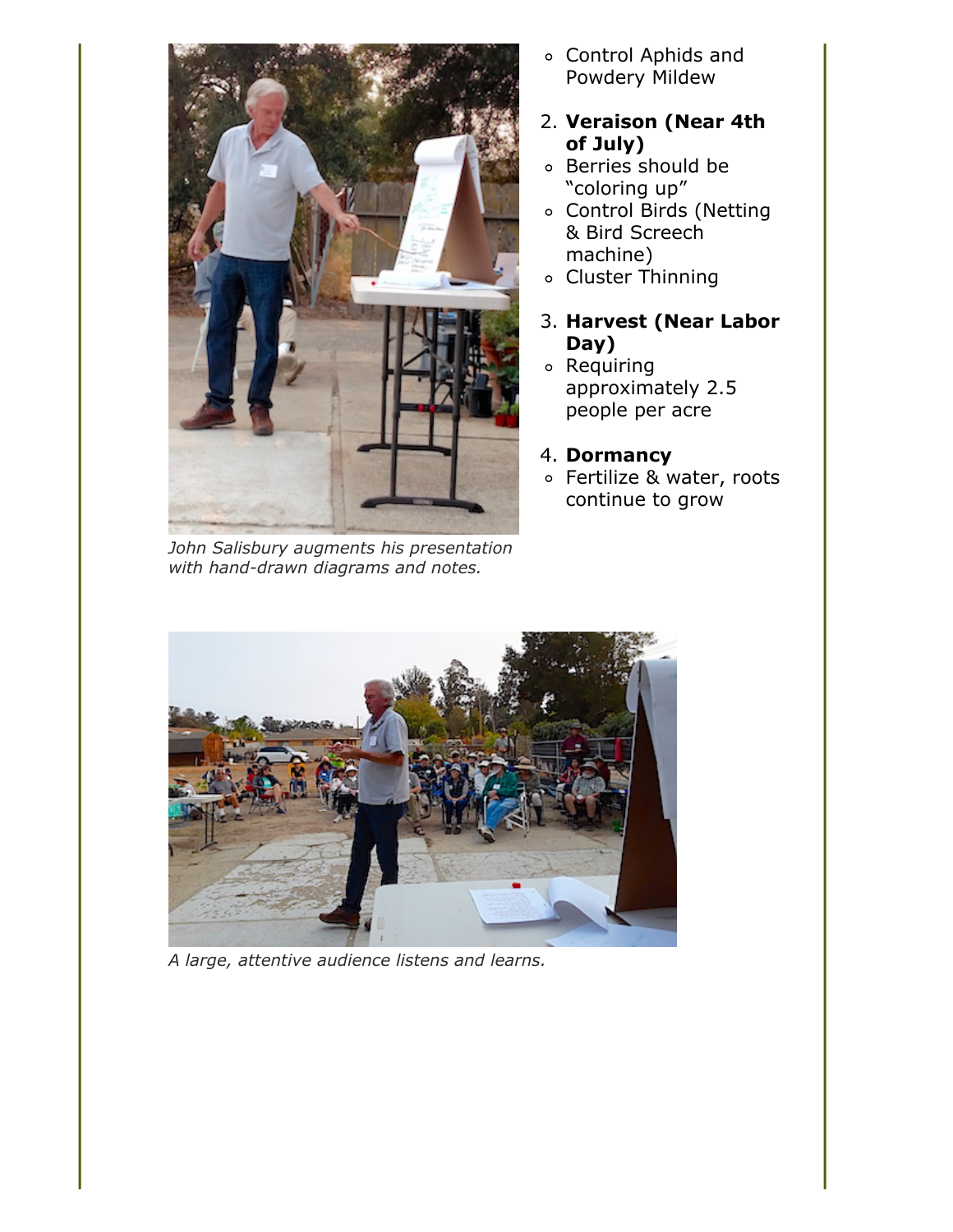- Control Aphids and Powdery Mildew

2. **Veraison (Near 4th of July)**
   - Berries should be "coloring up"
   - Control Birds (Netting & Bird Screech machine)
   - Cluster Thinning

3. **Harvest (Near Labor Day)**
   - Requiring approximately 2.5 people per acre

4. **Dormancy**
   - Fertilize & water, roots continue to grow

*John Salisbury augments his presentation with hand-drawn diagrams and notes.*

*A large, attentive audience listens and learns.*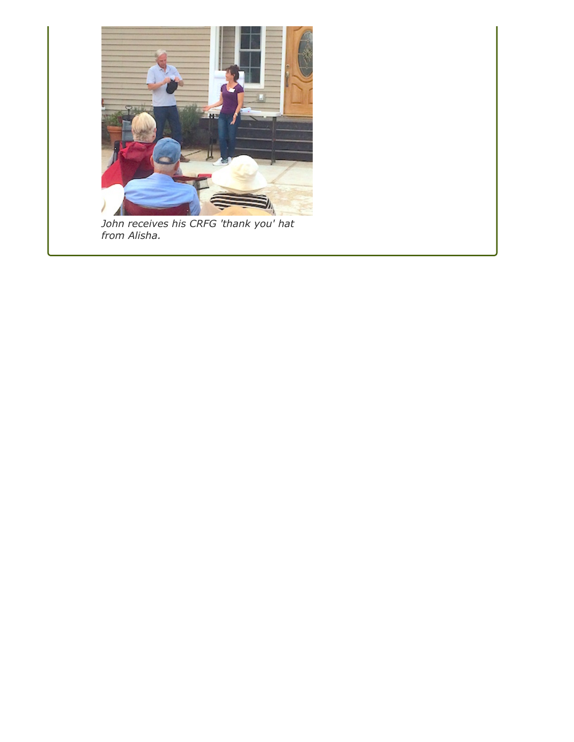*John receives his CRFG 'thank you' hat from Alisha.*